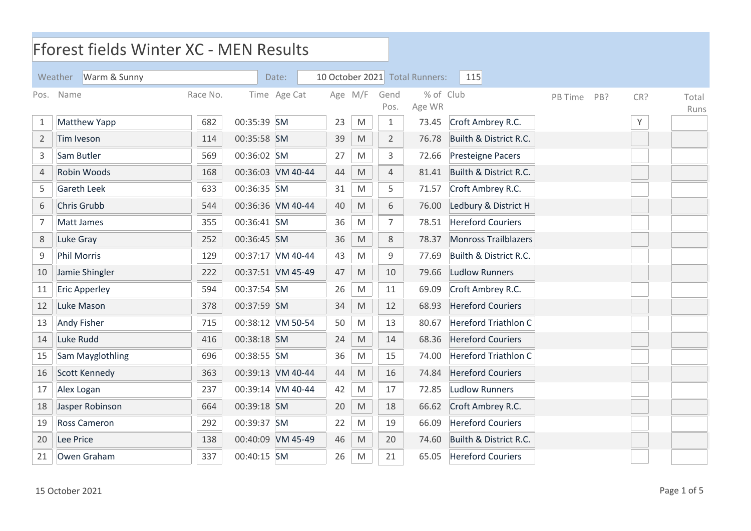# Fforest fields Winter XC - MEN Results

Weather: Warm & Sunny | Date: 10 October 2021 | Total Runners: 115

| Pos. | Name | Race No. | Time | Age Cat | Age | M/F | Gend Pos. | % of Age WR | Club | PB Time | PB? | CR? | Total Runs |
|---|---|---|---|---|---|---|---|---|---|---|---|---|---|
| 1 | Matthew Yapp | 682 | 00:35:39 | SM | 23 | M | 1 | 73.45 | Croft Ambrey R.C. | | | Y | |
| 2 | Tim Iveson | 114 | 00:35:58 | SM | 39 | M | 2 | 76.78 | Builth & District R.C. | | | | |
| 3 | Sam Butler | 569 | 00:36:02 | SM | 27 | M | 3 | 72.66 | Presteigne Pacers | | | | |
| 4 | Robin Woods | 168 | 00:36:03 | VM 40-44 | 44 | M | 4 | 81.41 | Builth & District R.C. | | | | |
| 5 | Gareth Leek | 633 | 00:36:35 | SM | 31 | M | 5 | 71.57 | Croft Ambrey R.C. | | | | |
| 6 | Chris Grubb | 544 | 00:36:36 | VM 40-44 | 40 | M | 6 | 76.00 | Ledbury & District H | | | | |
| 7 | Matt James | 355 | 00:36:41 | SM | 36 | M | 7 | 78.51 | Hereford Couriers | | | | |
| 8 | Luke Gray | 252 | 00:36:45 | SM | 36 | M | 8 | 78.37 | Monross Trailblazers | | | | |
| 9 | Phil Morris | 129 | 00:37:17 | VM 40-44 | 43 | M | 9 | 77.69 | Builth & District R.C. | | | | |
| 10 | Jamie Shingler | 222 | 00:37:51 | VM 45-49 | 47 | M | 10 | 79.66 | Ludlow Runners | | | | |
| 11 | Eric Apperley | 594 | 00:37:54 | SM | 26 | M | 11 | 69.09 | Croft Ambrey R.C. | | | | |
| 12 | Luke Mason | 378 | 00:37:59 | SM | 34 | M | 12 | 68.93 | Hereford Couriers | | | | |
| 13 | Andy Fisher | 715 | 00:38:12 | VM 50-54 | 50 | M | 13 | 80.67 | Hereford Triathlon C | | | | |
| 14 | Luke Rudd | 416 | 00:38:18 | SM | 24 | M | 14 | 68.36 | Hereford Couriers | | | | |
| 15 | Sam Mayglothling | 696 | 00:38:55 | SM | 36 | M | 15 | 74.00 | Hereford Triathlon C | | | | |
| 16 | Scott Kennedy | 363 | 00:39:13 | VM 40-44 | 44 | M | 16 | 74.84 | Hereford Couriers | | | | |
| 17 | Alex Logan | 237 | 00:39:14 | VM 40-44 | 42 | M | 17 | 72.85 | Ludlow Runners | | | | |
| 18 | Jasper Robinson | 664 | 00:39:18 | SM | 20 | M | 18 | 66.62 | Croft Ambrey R.C. | | | | |
| 19 | Ross Cameron | 292 | 00:39:37 | SM | 22 | M | 19 | 66.09 | Hereford Couriers | | | | |
| 20 | Lee Price | 138 | 00:40:09 | VM 45-49 | 46 | M | 20 | 74.60 | Builth & District R.C. | | | | |
| 21 | Owen Graham | 337 | 00:40:15 | SM | 26 | M | 21 | 65.05 | Hereford Couriers | | | | |

15 October 2021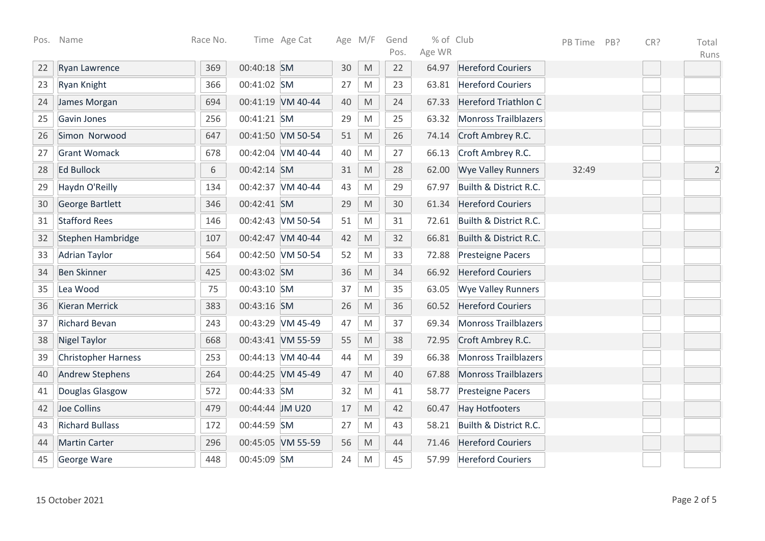| Pos. | Name | Race No. | Time | Age Cat | Age | M/F | Gend Pos. | % of Age WR | Club | PB Time | PB? | CR? | Total Runs |
|---|---|---|---|---|---|---|---|---|---|---|---|---|---|
| 22 | Ryan Lawrence | 369 | 00:40:18 | SM | 30 | M | 22 | 64.97 | Hereford Couriers | | | | |
| 23 | Ryan Knight | 366 | 00:41:02 | SM | 27 | M | 23 | 63.81 | Hereford Couriers | | | | |
| 24 | James Morgan | 694 | 00:41:19 | VM 40-44 | 40 | M | 24 | 67.33 | Hereford Triathlon C | | | | |
| 25 | Gavin Jones | 256 | 00:41:21 | SM | 29 | M | 25 | 63.32 | Monross Trailblazers | | | | |
| 26 | Simon Norwood | 647 | 00:41:50 | VM 50-54 | 51 | M | 26 | 74.14 | Croft Ambrey R.C. | | | | |
| 27 | Grant Womack | 678 | 00:42:04 | VM 40-44 | 40 | M | 27 | 66.13 | Croft Ambrey R.C. | | | | |
| 28 | Ed Bullock | 6 | 00:42:14 | SM | 31 | M | 28 | 62.00 | Wye Valley Runners | 32:49 | | | 2 |
| 29 | Haydn O'Reilly | 134 | 00:42:37 | VM 40-44 | 43 | M | 29 | 67.97 | Builth & District R.C. | | | | |
| 30 | George Bartlett | 346 | 00:42:41 | SM | 29 | M | 30 | 61.34 | Hereford Couriers | | | | |
| 31 | Stafford Rees | 146 | 00:42:43 | VM 50-54 | 51 | M | 31 | 72.61 | Builth & District R.C. | | | | |
| 32 | Stephen Hambridge | 107 | 00:42:47 | VM 40-44 | 42 | M | 32 | 66.81 | Builth & District R.C. | | | | |
| 33 | Adrian Taylor | 564 | 00:42:50 | VM 50-54 | 52 | M | 33 | 72.88 | Presteigne Pacers | | | | |
| 34 | Ben Skinner | 425 | 00:43:02 | SM | 36 | M | 34 | 66.92 | Hereford Couriers | | | | |
| 35 | Lea Wood | 75 | 00:43:10 | SM | 37 | M | 35 | 63.05 | Wye Valley Runners | | | | |
| 36 | Kieran Merrick | 383 | 00:43:16 | SM | 26 | M | 36 | 60.52 | Hereford Couriers | | | | |
| 37 | Richard Bevan | 243 | 00:43:29 | VM 45-49 | 47 | M | 37 | 69.34 | Monross Trailblazers | | | | |
| 38 | Nigel Taylor | 668 | 00:43:41 | VM 55-59 | 55 | M | 38 | 72.95 | Croft Ambrey R.C. | | | | |
| 39 | Christopher Harness | 253 | 00:44:13 | VM 40-44 | 44 | M | 39 | 66.38 | Monross Trailblazers | | | | |
| 40 | Andrew Stephens | 264 | 00:44:25 | VM 45-49 | 47 | M | 40 | 67.88 | Monross Trailblazers | | | | |
| 41 | Douglas Glasgow | 572 | 00:44:33 | SM | 32 | M | 41 | 58.77 | Presteigne Pacers | | | | |
| 42 | Joe Collins | 479 | 00:44:44 | JM U20 | 17 | M | 42 | 60.47 | Hay Hotfooters | | | | |
| 43 | Richard Bullass | 172 | 00:44:59 | SM | 27 | M | 43 | 58.21 | Builth & District R.C. | | | | |
| 44 | Martin Carter | 296 | 00:45:05 | VM 55-59 | 56 | M | 44 | 71.46 | Hereford Couriers | | | | |
| 45 | George Ware | 448 | 00:45:09 | SM | 24 | M | 45 | 57.99 | Hereford Couriers | | | | |

15 October 2021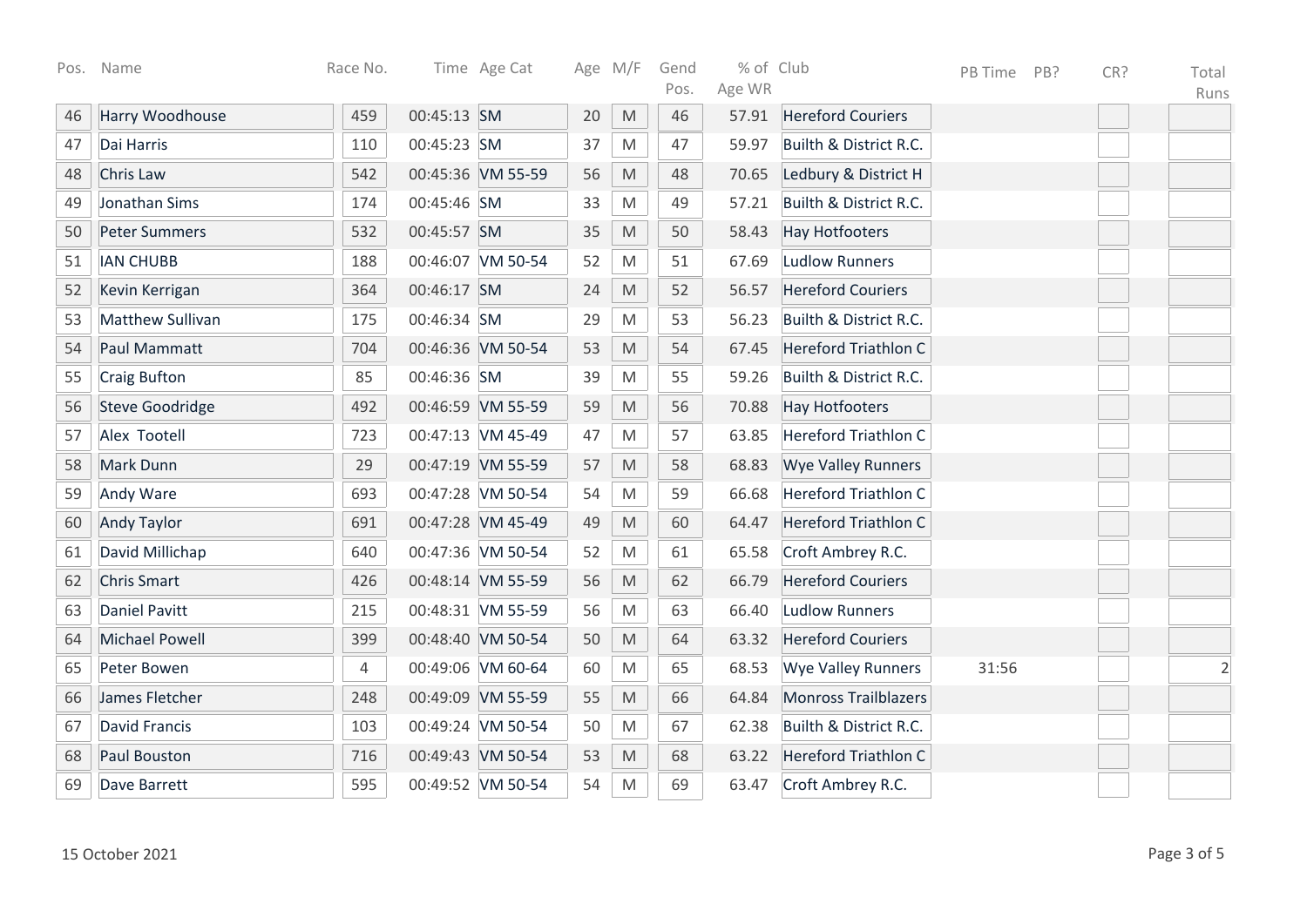| Pos. | Name | Race No. | Time | Age Cat | Age | M/F | Gend Pos. | % of Age WR | Club | PB Time | PB? | CR? | Total Runs |
|---|---|---|---|---|---|---|---|---|---|---|---|---|---|
| 46 | Harry Woodhouse | 459 | 00:45:13 | SM | 20 | M | 46 | 57.91 | Hereford Couriers | | | | |
| 47 | Dai Harris | 110 | 00:45:23 | SM | 37 | M | 47 | 59.97 | Builth & District R.C. | | | | |
| 48 | Chris Law | 542 | 00:45:36 | VM 55-59 | 56 | M | 48 | 70.65 | Ledbury & District H | | | | |
| 49 | Jonathan Sims | 174 | 00:45:46 | SM | 33 | M | 49 | 57.21 | Builth & District R.C. | | | | |
| 50 | Peter Summers | 532 | 00:45:57 | SM | 35 | M | 50 | 58.43 | Hay Hotfooters | | | | |
| 51 | IAN CHUBB | 188 | 00:46:07 | VM 50-54 | 52 | M | 51 | 67.69 | Ludlow Runners | | | | |
| 52 | Kevin Kerrigan | 364 | 00:46:17 | SM | 24 | M | 52 | 56.57 | Hereford Couriers | | | | |
| 53 | Matthew Sullivan | 175 | 00:46:34 | SM | 29 | M | 53 | 56.23 | Builth & District R.C. | | | | |
| 54 | Paul Mammatt | 704 | 00:46:36 | VM 50-54 | 53 | M | 54 | 67.45 | Hereford Triathlon C | | | | |
| 55 | Craig Bufton | 85 | 00:46:36 | SM | 39 | M | 55 | 59.26 | Builth & District R.C. | | | | |
| 56 | Steve Goodridge | 492 | 00:46:59 | VM 55-59 | 59 | M | 56 | 70.88 | Hay Hotfooters | | | | |
| 57 | Alex Tootell | 723 | 00:47:13 | VM 45-49 | 47 | M | 57 | 63.85 | Hereford Triathlon C | | | | |
| 58 | Mark Dunn | 29 | 00:47:19 | VM 55-59 | 57 | M | 58 | 68.83 | Wye Valley Runners | | | | |
| 59 | Andy Ware | 693 | 00:47:28 | VM 50-54 | 54 | M | 59 | 66.68 | Hereford Triathlon C | | | | |
| 60 | Andy Taylor | 691 | 00:47:28 | VM 45-49 | 49 | M | 60 | 64.47 | Hereford Triathlon C | | | | |
| 61 | David Millichap | 640 | 00:47:36 | VM 50-54 | 52 | M | 61 | 65.58 | Croft Ambrey R.C. | | | | |
| 62 | Chris Smart | 426 | 00:48:14 | VM 55-59 | 56 | M | 62 | 66.79 | Hereford Couriers | | | | |
| 63 | Daniel Pavitt | 215 | 00:48:31 | VM 55-59 | 56 | M | 63 | 66.40 | Ludlow Runners | | | | |
| 64 | Michael Powell | 399 | 00:48:40 | VM 50-54 | 50 | M | 64 | 63.32 | Hereford Couriers | | | | |
| 65 | Peter Bowen | 4 | 00:49:06 | VM 60-64 | 60 | M | 65 | 68.53 | Wye Valley Runners | 31:56 | | | 2 |
| 66 | James Fletcher | 248 | 00:49:09 | VM 55-59 | 55 | M | 66 | 64.84 | Monross Trailblazers | | | | |
| 67 | David Francis | 103 | 00:49:24 | VM 50-54 | 50 | M | 67 | 62.38 | Builth & District R.C. | | | | |
| 68 | Paul Bouston | 716 | 00:49:43 | VM 50-54 | 53 | M | 68 | 63.22 | Hereford Triathlon C | | | | |
| 69 | Dave Barrett | 595 | 00:49:52 | VM 50-54 | 54 | M | 69 | 63.47 | Croft Ambrey R.C. | | | | |

15 October 2021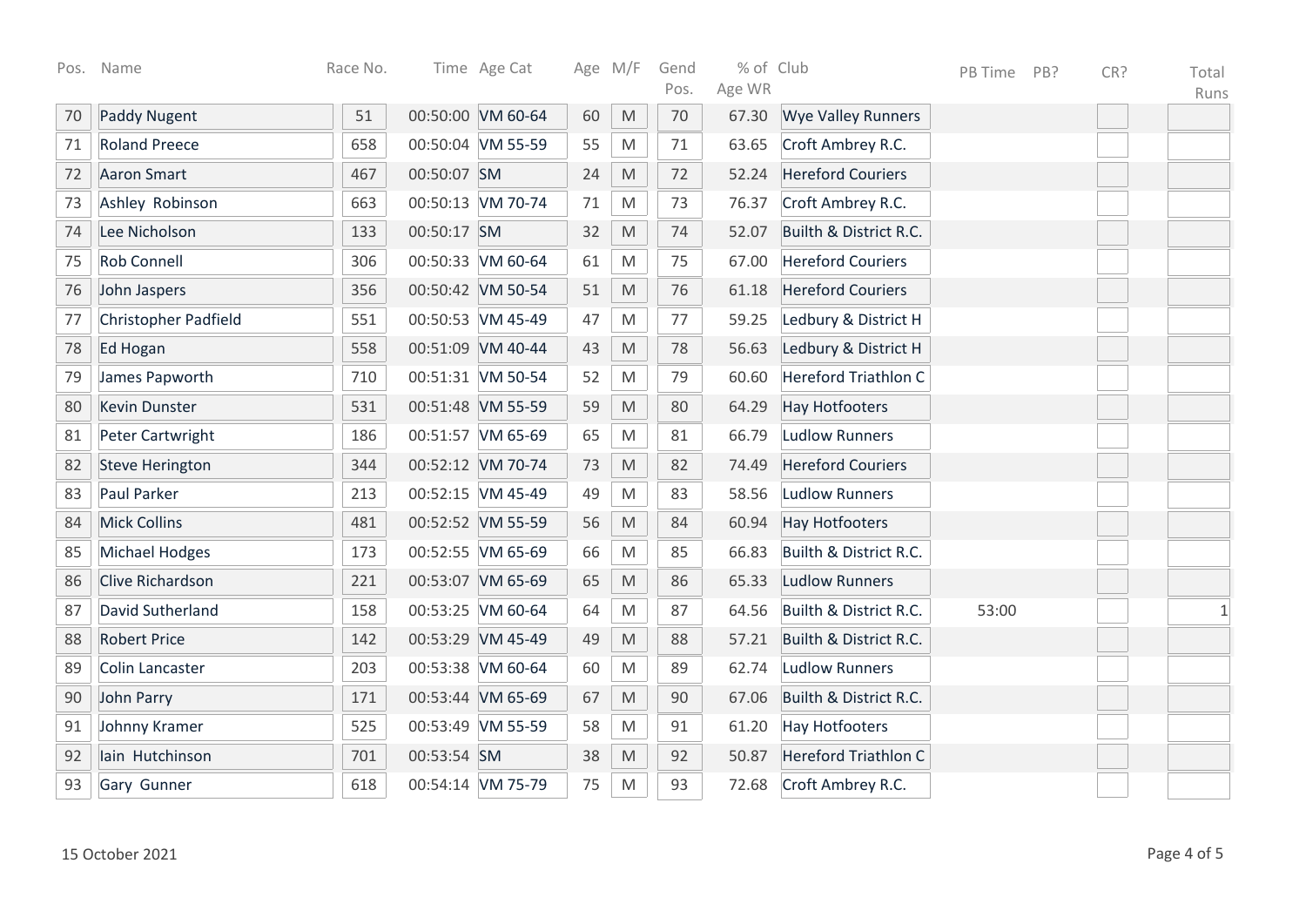| Pos. | Name | Race No. | Time | Age Cat | Age | M/F | Gend Pos. | % of Age WR | Club | PB Time | PB? | CR? | Total Runs |
|---|---|---|---|---|---|---|---|---|---|---|---|---|---|
| 70 | Paddy Nugent | 51 | 00:50:00 | VM 60-64 | 60 | M | 70 | 67.30 | Wye Valley Runners | | | | |
| 71 | Roland Preece | 658 | 00:50:04 | VM 55-59 | 55 | M | 71 | 63.65 | Croft Ambrey R.C. | | | | |
| 72 | Aaron Smart | 467 | 00:50:07 | SM | 24 | M | 72 | 52.24 | Hereford Couriers | | | | |
| 73 | Ashley Robinson | 663 | 00:50:13 | VM 70-74 | 71 | M | 73 | 76.37 | Croft Ambrey R.C. | | | | |
| 74 | Lee Nicholson | 133 | 00:50:17 | SM | 32 | M | 74 | 52.07 | Builth & District R.C. | | | | |
| 75 | Rob Connell | 306 | 00:50:33 | VM 60-64 | 61 | M | 75 | 67.00 | Hereford Couriers | | | | |
| 76 | John Jaspers | 356 | 00:50:42 | VM 50-54 | 51 | M | 76 | 61.18 | Hereford Couriers | | | | |
| 77 | Christopher Padfield | 551 | 00:50:53 | VM 45-49 | 47 | M | 77 | 59.25 | Ledbury & District H | | | | |
| 78 | Ed Hogan | 558 | 00:51:09 | VM 40-44 | 43 | M | 78 | 56.63 | Ledbury & District H | | | | |
| 79 | James Papworth | 710 | 00:51:31 | VM 50-54 | 52 | M | 79 | 60.60 | Hereford Triathlon C | | | | |
| 80 | Kevin Dunster | 531 | 00:51:48 | VM 55-59 | 59 | M | 80 | 64.29 | Hay Hotfooters | | | | |
| 81 | Peter Cartwright | 186 | 00:51:57 | VM 65-69 | 65 | M | 81 | 66.79 | Ludlow Runners | | | | |
| 82 | Steve Herington | 344 | 00:52:12 | VM 70-74 | 73 | M | 82 | 74.49 | Hereford Couriers | | | | |
| 83 | Paul Parker | 213 | 00:52:15 | VM 45-49 | 49 | M | 83 | 58.56 | Ludlow Runners | | | | |
| 84 | Mick Collins | 481 | 00:52:52 | VM 55-59 | 56 | M | 84 | 60.94 | Hay Hotfooters | | | | |
| 85 | Michael Hodges | 173 | 00:52:55 | VM 65-69 | 66 | M | 85 | 66.83 | Builth & District R.C. | | | | |
| 86 | Clive Richardson | 221 | 00:53:07 | VM 65-69 | 65 | M | 86 | 65.33 | Ludlow Runners | | | | |
| 87 | David Sutherland | 158 | 00:53:25 | VM 60-64 | 64 | M | 87 | 64.56 | Builth & District R.C. | 53:00 | | | 1 |
| 88 | Robert Price | 142 | 00:53:29 | VM 45-49 | 49 | M | 88 | 57.21 | Builth & District R.C. | | | | |
| 89 | Colin Lancaster | 203 | 00:53:38 | VM 60-64 | 60 | M | 89 | 62.74 | Ludlow Runners | | | | |
| 90 | John Parry | 171 | 00:53:44 | VM 65-69 | 67 | M | 90 | 67.06 | Builth & District R.C. | | | | |
| 91 | Johnny Kramer | 525 | 00:53:49 | VM 55-59 | 58 | M | 91 | 61.20 | Hay Hotfooters | | | | |
| 92 | Iain Hutchinson | 701 | 00:53:54 | SM | 38 | M | 92 | 50.87 | Hereford Triathlon C | | | | |
| 93 | Gary Gunner | 618 | 00:54:14 | VM 75-79 | 75 | M | 93 | 72.68 | Croft Ambrey R.C. | | | | |

15 October 2021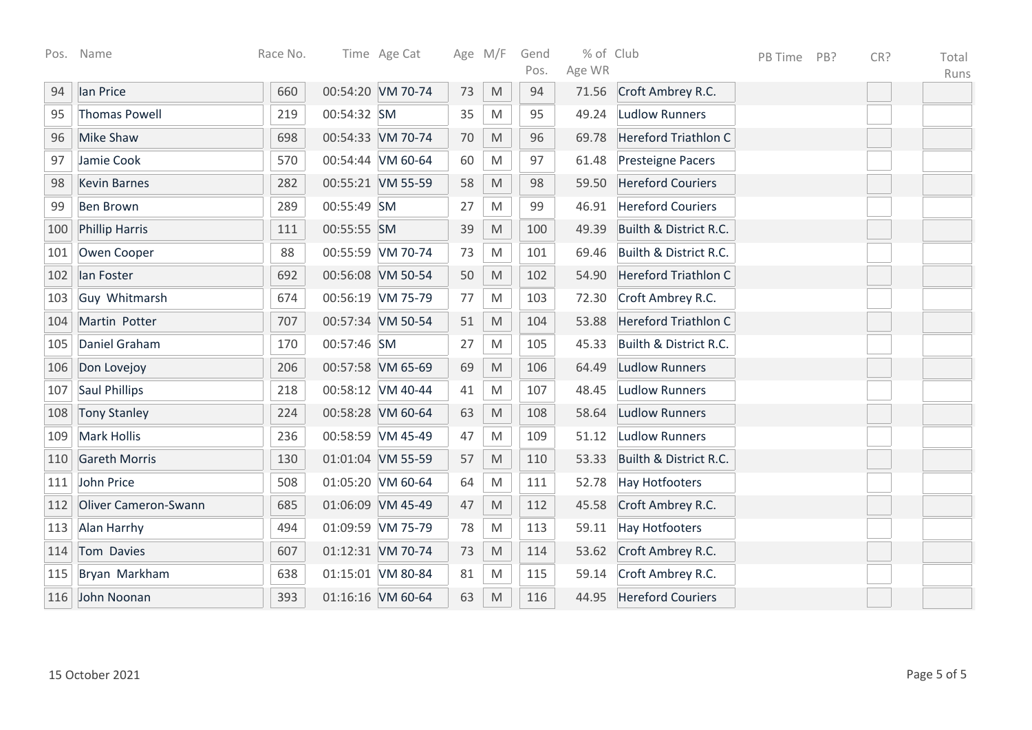| Pos. | Name | Race No. | Time | Age Cat | Age | M/F | Gend Pos. | % of Age WR | Club | PB Time | PB? | CR? | Total Runs |
|---|---|---|---|---|---|---|---|---|---|---|---|---|---|
| 94 | Ian Price | 660 | 00:54:20 | VM 70-74 | 73 | M | 94 | 71.56 | Croft Ambrey R.C. | | | | |
| 95 | Thomas Powell | 219 | 00:54:32 | SM | 35 | M | 95 | 49.24 | Ludlow Runners | | | | |
| 96 | Mike Shaw | 698 | 00:54:33 | VM 70-74 | 70 | M | 96 | 69.78 | Hereford Triathlon C | | | | |
| 97 | Jamie Cook | 570 | 00:54:44 | VM 60-64 | 60 | M | 97 | 61.48 | Presteigne Pacers | | | | |
| 98 | Kevin Barnes | 282 | 00:55:21 | VM 55-59 | 58 | M | 98 | 59.50 | Hereford Couriers | | | | |
| 99 | Ben Brown | 289 | 00:55:49 | SM | 27 | M | 99 | 46.91 | Hereford Couriers | | | | |
| 100 | Phillip Harris | 111 | 00:55:55 | SM | 39 | M | 100 | 49.39 | Builth & District R.C. | | | | |
| 101 | Owen Cooper | 88 | 00:55:59 | VM 70-74 | 73 | M | 101 | 69.46 | Builth & District R.C. | | | | |
| 102 | Ian Foster | 692 | 00:56:08 | VM 50-54 | 50 | M | 102 | 54.90 | Hereford Triathlon C | | | | |
| 103 | Guy Whitmarsh | 674 | 00:56:19 | VM 75-79 | 77 | M | 103 | 72.30 | Croft Ambrey R.C. | | | | |
| 104 | Martin Potter | 707 | 00:57:34 | VM 50-54 | 51 | M | 104 | 53.88 | Hereford Triathlon C | | | | |
| 105 | Daniel Graham | 170 | 00:57:46 | SM | 27 | M | 105 | 45.33 | Builth & District R.C. | | | | |
| 106 | Don Lovejoy | 206 | 00:57:58 | VM 65-69 | 69 | M | 106 | 64.49 | Ludlow Runners | | | | |
| 107 | Saul Phillips | 218 | 00:58:12 | VM 40-44 | 41 | M | 107 | 48.45 | Ludlow Runners | | | | |
| 108 | Tony Stanley | 224 | 00:58:28 | VM 60-64 | 63 | M | 108 | 58.64 | Ludlow Runners | | | | |
| 109 | Mark Hollis | 236 | 00:58:59 | VM 45-49 | 47 | M | 109 | 51.12 | Ludlow Runners | | | | |
| 110 | Gareth Morris | 130 | 01:01:04 | VM 55-59 | 57 | M | 110 | 53.33 | Builth & District R.C. | | | | |
| 111 | John Price | 508 | 01:05:20 | VM 60-64 | 64 | M | 111 | 52.78 | Hay Hotfooters | | | | |
| 112 | Oliver Cameron-Swann | 685 | 01:06:09 | VM 45-49 | 47 | M | 112 | 45.58 | Croft Ambrey R.C. | | | | |
| 113 | Alan Harrhy | 494 | 01:09:59 | VM 75-79 | 78 | M | 113 | 59.11 | Hay Hotfooters | | | | |
| 114 | Tom Davies | 607 | 01:12:31 | VM 70-74 | 73 | M | 114 | 53.62 | Croft Ambrey R.C. | | | | |
| 115 | Bryan Markham | 638 | 01:15:01 | VM 80-84 | 81 | M | 115 | 59.14 | Croft Ambrey R.C. | | | | |
| 116 | John Noonan | 393 | 01:16:16 | VM 60-64 | 63 | M | 116 | 44.95 | Hereford Couriers | | | | |

15 October 2021